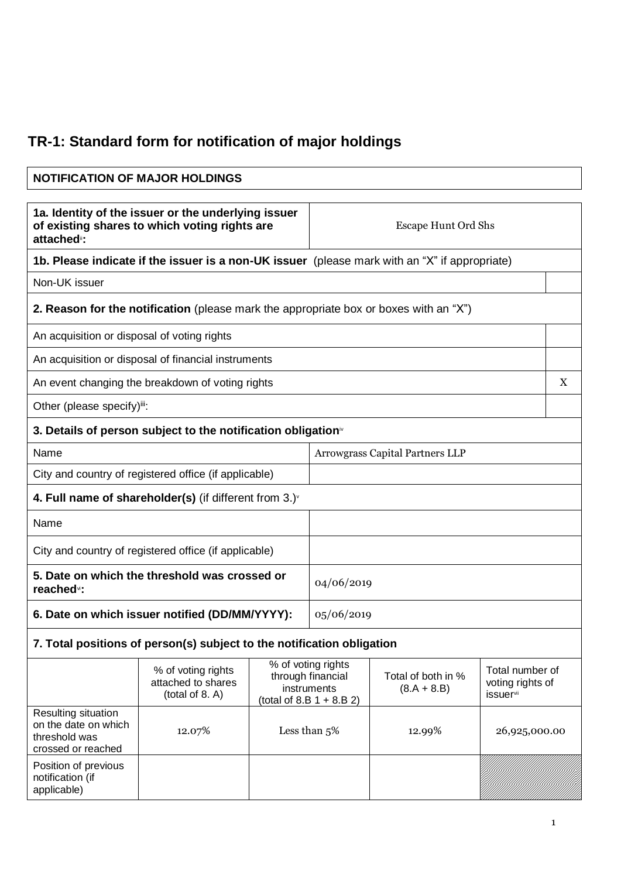# TR-1: Standard form for notification of major holdings

| NOTIFICATION OF MAJOR HOLDINGS |
|---|

| **1a. Identity of the issuer or the underlying issuer of existing shares to which voting rights are attached**[ii]**:** | Escape Hunt Ord Shs |
|---|---|

| **1b. Please indicate if the issuer is a non-UK issuer** (please mark with an "X" if appropriate) | |
|---|---|
| Non-UK issuer | |
| **2. Reason for the notification** (please mark the appropriate box or boxes with an "X") | |
| An acquisition or disposal of voting rights | |
| An acquisition or disposal of financial instruments | |
| An event changing the breakdown of voting rights | X |
| Other (please specify)[iii]: | |

| **3. Details of person subject to the notification obligation**[iv] | |
|---|---|
| Name | Arrowgrass Capital Partners LLP |
| City and country of registered office (if applicable) | |
| **4. Full name of shareholder(s)** (if different from 3.)[v] | |
| Name | |
| City and country of registered office (if applicable) | |
| **5. Date on which the threshold was crossed or reached**[vi]**:** | 04/06/2019 |
| **6. Date on which issuer notified (DD/MM/YYYY):** | 05/06/2019 |

**7. Total positions of person(s) subject to the notification obligation**

| | % of voting rights attached to shares (total of 8. A) | % of voting rights through financial instruments (total of 8.B 1 + 8.B 2) | Total of both in % (8.A + 8.B) | Total number of voting rights of issuer[vii] |
|---|---|---|---|---|
| Resulting situation on the date on which threshold was crossed or reached | 12.07% | Less than 5% | 12.99% | 26,925,000.00 |
| Position of previous notification (if applicable) | | | | |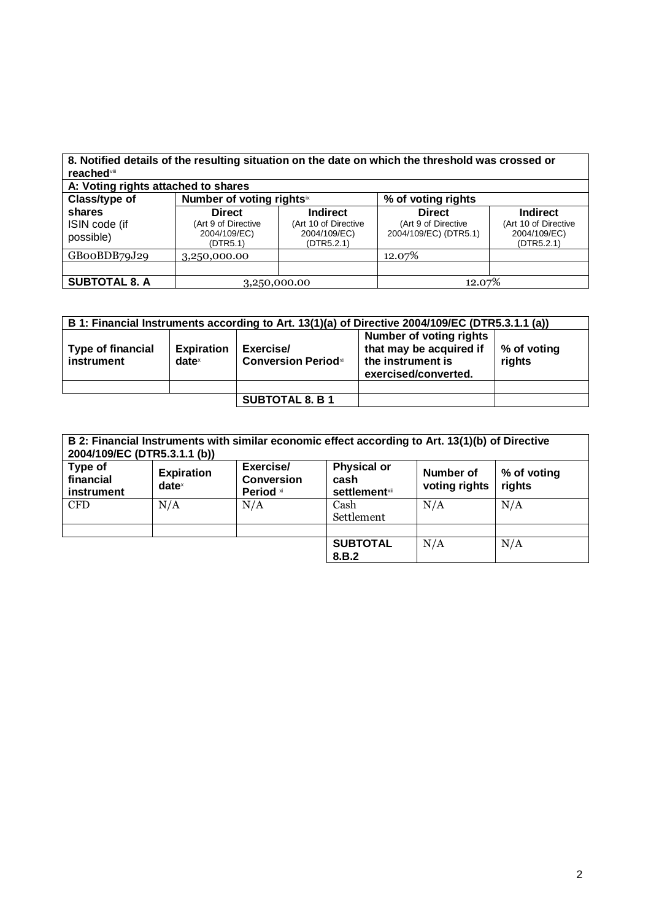| 8. Notified details of the resulting situation on the date on which the threshold was crossed or reached[viii] | | | | |
|---|---|---|---|---|
| **A: Voting rights attached to shares** | | | | |
| **Class/type of shares** ISIN code (if possible) | **Number of voting rights**[ix] | | **% of voting rights** | |
| | **Direct** (Art 9 of Directive 2004/109/EC) (DTR5.1) | **Indirect** (Art 10 of Directive 2004/109/EC) (DTR5.2.1) | **Direct** (Art 9 of Directive 2004/109/EC) (DTR5.1) | **Indirect** (Art 10 of Directive 2004/109/EC) (DTR5.2.1) |
| GB00BDB79J29 | 3,250,000.00 | | 12.07% | |
| | | | | |
| **SUBTOTAL 8. A** | 3,250,000.00 | | 12.07% | |

| B 1: Financial Instruments according to Art. 13(1)(a) of Directive 2004/109/EC (DTR5.3.1.1 (a)) | | | | |
|---|---|---|---|---|
| **Type of financial instrument** | **Expiration date**[x] | **Exercise/ Conversion Period**[xi] | **Number of voting rights that may be acquired if the instrument is exercised/converted.** | **% of voting rights** |
| | | | | |
| | | **SUBTOTAL 8. B 1** | | |

| B 2: Financial Instruments with similar economic effect according to Art. 13(1)(b) of Directive 2004/109/EC (DTR5.3.1.1 (b)) | | | | | |
|---|---|---|---|---|---|
| **Type of financial instrument** | **Expiration date**[x] | **Exercise/ Conversion Period** [xi] | **Physical or cash settlement**[xii] | **Number of voting rights** | **% of voting rights** |
| CFD | N/A | N/A | Cash Settlement | N/A | N/A |
| | | | | | |
| | | | **SUBTOTAL 8.B.2** | N/A | N/A |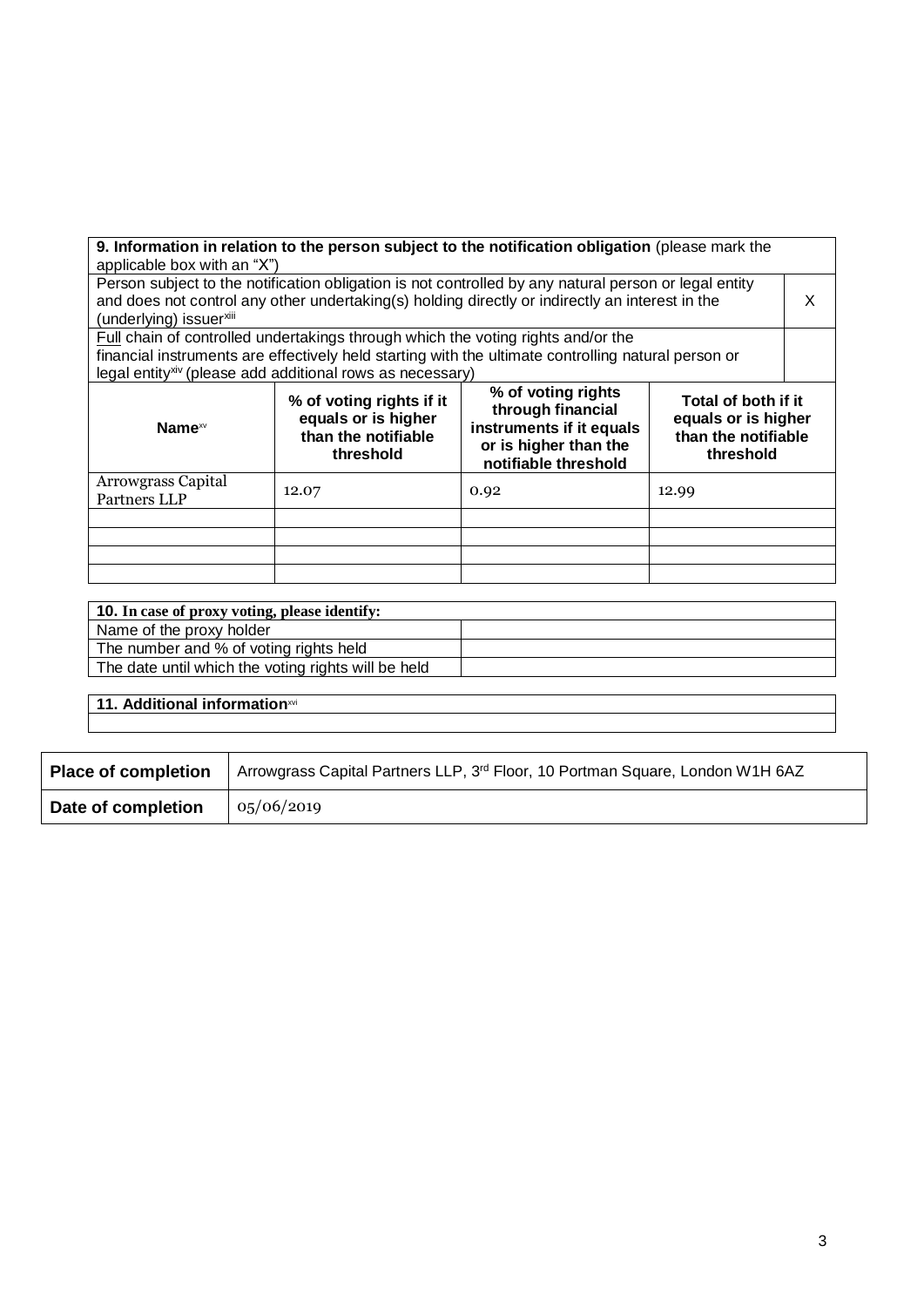| **9. Information in relation to the person subject to the notification obligation** (please mark the applicable box with an "X") | |
|---|---|
| Person subject to the notification obligation is not controlled by any natural person or legal entity and does not control any other undertaking(s) holding directly or indirectly an interest in the (underlying) issuer[xiii] | X |
| Full chain of controlled undertakings through which the voting rights and/or the financial instruments are effectively held starting with the ultimate controlling natural person or legal entity[xiv] (please add additional rows as necessary) | |

| **Name**[xv] | **% of voting rights if it equals or is higher than the notifiable threshold** | **% of voting rights through financial instruments if it equals or is higher than the notifiable threshold** | **Total of both if it equals or is higher than the notifiable threshold** |
|---|---|---|---|
| Arrowgrass Capital Partners LLP | 12.07 | 0.92 | 12.99 |
| | | | |
| | | | |
| | | | |
| | | | |

| **10. In case of proxy voting, please identify:** | |
|---|---|
| Name of the proxy holder | |
| The number and % of voting rights held | |
| The date until which the voting rights will be held | |

| **11. Additional information**[xvi] |
|---|
| |

| | |
|---|---|
| **Place of completion** | Arrowgrass Capital Partners LLP, 3rd Floor, 10 Portman Square, London W1H 6AZ |
| **Date of completion** | 05/06/2019 |